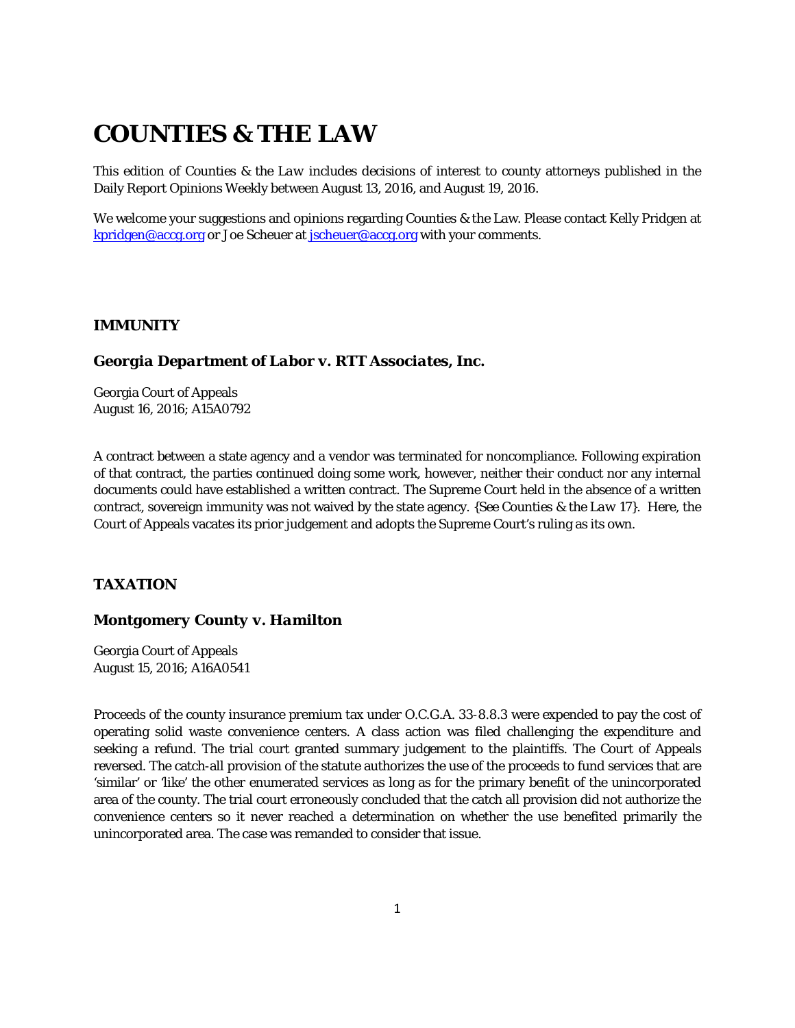# COUNTIES & THE LAW

This edition of Counties & the *Law* includes decisions of interest to county attorneys published in the Daily Report Opinions Weekly between August 13, 2016, and August 19, 2016.

We welcome your suggestions and opinions regarding Counties & the Law. Please contact Kelly Pridgen at [kpridgen@accg.org](mailto:kpridgen@accg.org) or Joe Scheuer at [jscheuer@accg.org](mailto:jscheuer@accg.org) with your comments.

## IMMUNITY

### *Georgia Department of Labor v. RTT Associates, Inc.*

Georgia Court of Appeals
August 16, 2016; A15A0792

A contract between a state agency and a vendor was terminated for noncompliance. Following expiration of that contract, the parties continued doing some work, however, neither their conduct nor any internal documents could have established a written contract. The Supreme Court held in the absence of a written contract, sovereign immunity was not waived by the state agency. {See Counties & the *Law* 17}. Here, the Court of Appeals vacates its prior judgement and adopts the Supreme Court's ruling as its own.

## TAXATION

### *Montgomery County v. Hamilton*

Georgia Court of Appeals
August 15, 2016; A16A0541

Proceeds of the county insurance premium tax under O.C.G.A. 33-8.8.3 were expended to pay the cost of operating solid waste convenience centers. A class action was filed challenging the expenditure and seeking a refund. The trial court granted summary judgement to the plaintiffs. The Court of Appeals reversed. The catch-all provision of the statute authorizes the use of the proceeds to fund services that are 'similar' or 'like' the other enumerated services as long as for the primary benefit of the unincorporated area of the county. The trial court erroneously concluded that the catch all provision did not authorize the convenience centers so it never reached a determination on whether the use benefited primarily the unincorporated area. The case was remanded to consider that issue.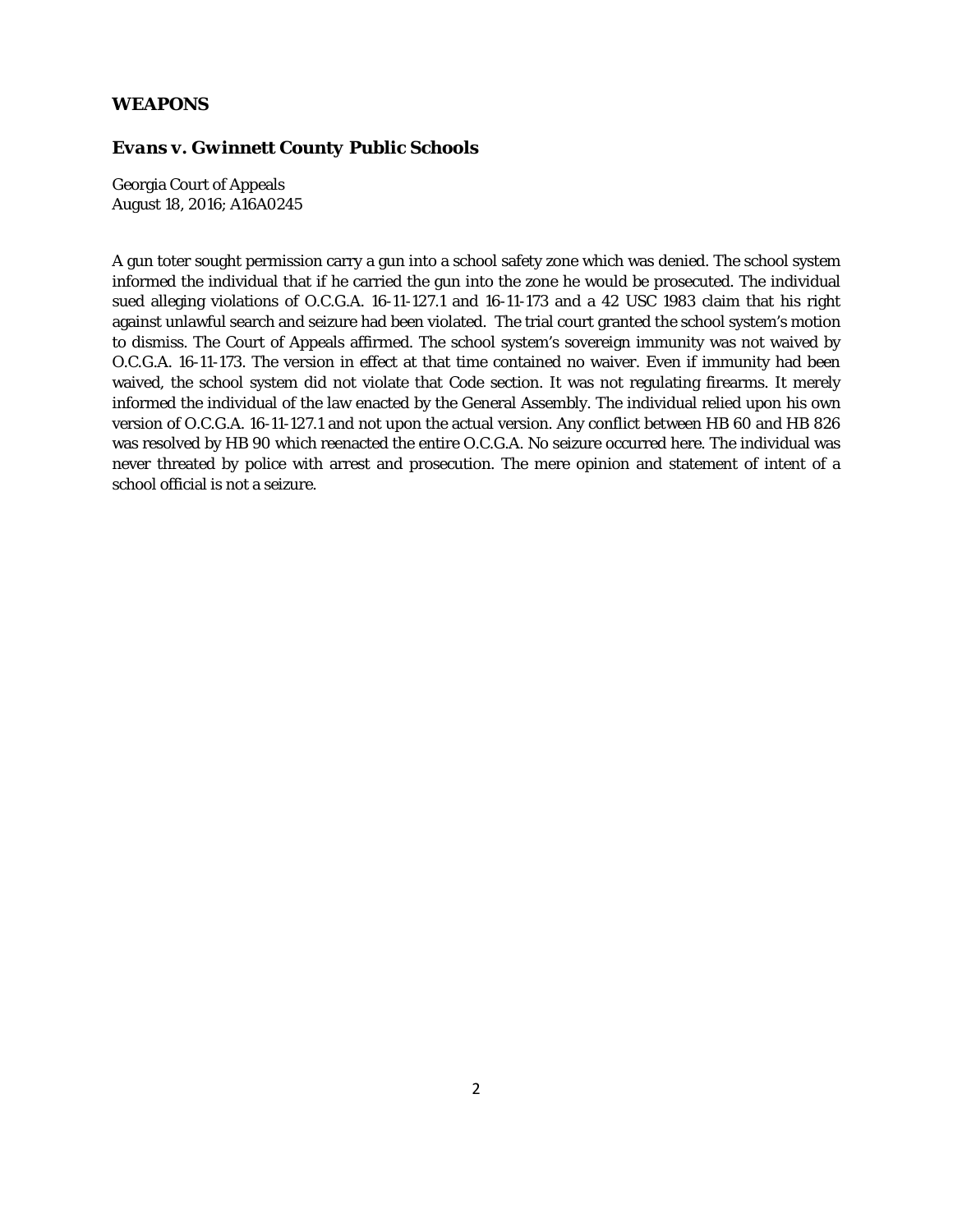## WEAPONS

### *Evans v. Gwinnett County Public Schools*

Georgia Court of Appeals
August 18, 2016; A16A0245

A gun toter sought permission carry a gun into a school safety zone which was denied. The school system informed the individual that if he carried the gun into the zone he would be prosecuted. The individual sued alleging violations of O.C.G.A. 16-11-127.1 and 16-11-173 and a 42 USC 1983 claim that his right against unlawful search and seizure had been violated. The trial court granted the school system's motion to dismiss. The Court of Appeals affirmed. The school system's sovereign immunity was not waived by O.C.G.A. 16-11-173. The version in effect at that time contained no waiver. Even if immunity had been waived, the school system did not violate that Code section. It was not regulating firearms. It merely informed the individual of the law enacted by the General Assembly. The individual relied upon his own version of O.C.G.A. 16-11-127.1 and not upon the actual version. Any conflict between HB 60 and HB 826 was resolved by HB 90 which reenacted the entire O.C.G.A. No seizure occurred here. The individual was never threated by police with arrest and prosecution. The mere opinion and statement of intent of a school official is not a seizure.